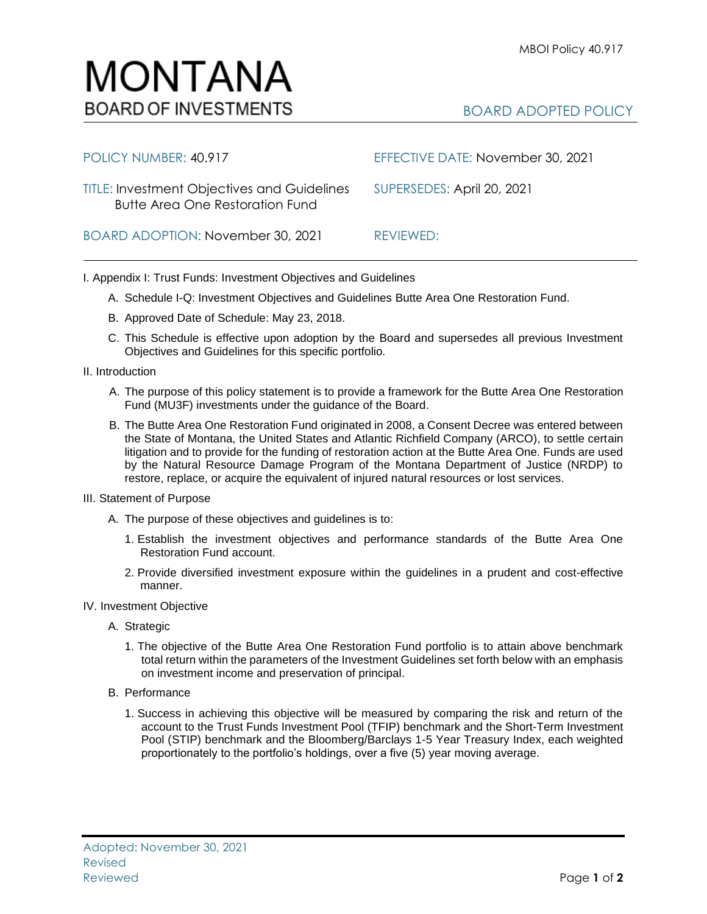# MONTANA
## BOARD OF INVESTMENTS

MBOI Policy 40.917

BOARD ADOPTED POLICY

| | |
|---|---|
| POLICY NUMBER: 40.917 | EFFECTIVE DATE: November 30, 2021 |
| TITLE: Investment Objectives and Guidelines Butte Area One Restoration Fund | SUPERSEDES: April 20, 2021 |
| BOARD ADOPTION: November 30, 2021 | REVIEWED: |

I. Appendix I: Trust Funds: Investment Objectives and Guidelines

A. Schedule I-Q: Investment Objectives and Guidelines Butte Area One Restoration Fund.

B. Approved Date of Schedule: May 23, 2018.

C. This Schedule is effective upon adoption by the Board and supersedes all previous Investment Objectives and Guidelines for this specific portfolio.

II. Introduction

A. The purpose of this policy statement is to provide a framework for the Butte Area One Restoration Fund (MU3F) investments under the guidance of the Board.

B. The Butte Area One Restoration Fund originated in 2008, a Consent Decree was entered between the State of Montana, the United States and Atlantic Richfield Company (ARCO), to settle certain litigation and to provide for the funding of restoration action at the Butte Area One. Funds are used by the Natural Resource Damage Program of the Montana Department of Justice (NRDP) to restore, replace, or acquire the equivalent of injured natural resources or lost services.

III. Statement of Purpose

A. The purpose of these objectives and guidelines is to:

1. Establish the investment objectives and performance standards of the Butte Area One Restoration Fund account.

2. Provide diversified investment exposure within the guidelines in a prudent and cost-effective manner.

IV. Investment Objective

A. Strategic

1. The objective of the Butte Area One Restoration Fund portfolio is to attain above benchmark total return within the parameters of the Investment Guidelines set forth below with an emphasis on investment income and preservation of principal.

B. Performance

1. Success in achieving this objective will be measured by comparing the risk and return of the account to the Trust Funds Investment Pool (TFIP) benchmark and the Short-Term Investment Pool (STIP) benchmark and the Bloomberg/Barclays 1-5 Year Treasury Index, each weighted proportionately to the portfolio's holdings, over a five (5) year moving average.

Adopted: November 30, 2021
Revised
Reviewed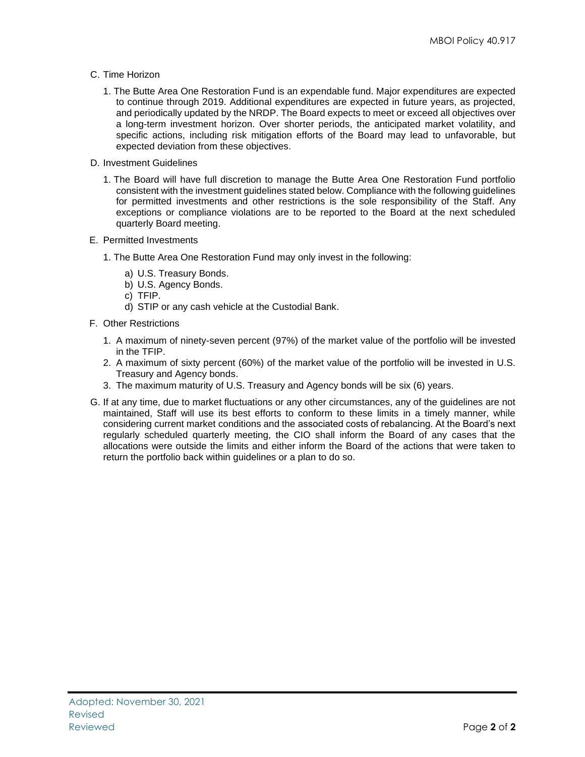C. Time Horizon

1. The Butte Area One Restoration Fund is an expendable fund. Major expenditures are expected to continue through 2019. Additional expenditures are expected in future years, as projected, and periodically updated by the NRDP. The Board expects to meet or exceed all objectives over a long-term investment horizon. Over shorter periods, the anticipated market volatility, and specific actions, including risk mitigation efforts of the Board may lead to unfavorable, but expected deviation from these objectives.

D. Investment Guidelines

1. The Board will have full discretion to manage the Butte Area One Restoration Fund portfolio consistent with the investment guidelines stated below. Compliance with the following guidelines for permitted investments and other restrictions is the sole responsibility of the Staff. Any exceptions or compliance violations are to be reported to the Board at the next scheduled quarterly Board meeting.

E. Permitted Investments

1. The Butte Area One Restoration Fund may only invest in the following:

   a) U.S. Treasury Bonds.
   b) U.S. Agency Bonds.
   c) TFIP.
   d) STIP or any cash vehicle at the Custodial Bank.

F. Other Restrictions

1. A maximum of ninety-seven percent (97%) of the market value of the portfolio will be invested in the TFIP.
2. A maximum of sixty percent (60%) of the market value of the portfolio will be invested in U.S. Treasury and Agency bonds.
3. The maximum maturity of U.S. Treasury and Agency bonds will be six (6) years.

G. If at any time, due to market fluctuations or any other circumstances, any of the guidelines are not maintained, Staff will use its best efforts to conform to these limits in a timely manner, while considering current market conditions and the associated costs of rebalancing. At the Board's next regularly scheduled quarterly meeting, the CIO shall inform the Board of any cases that the allocations were outside the limits and either inform the Board of the actions that were taken to return the portfolio back within guidelines or a plan to do so.

Adopted: November 30, 2021
Revised
Reviewed